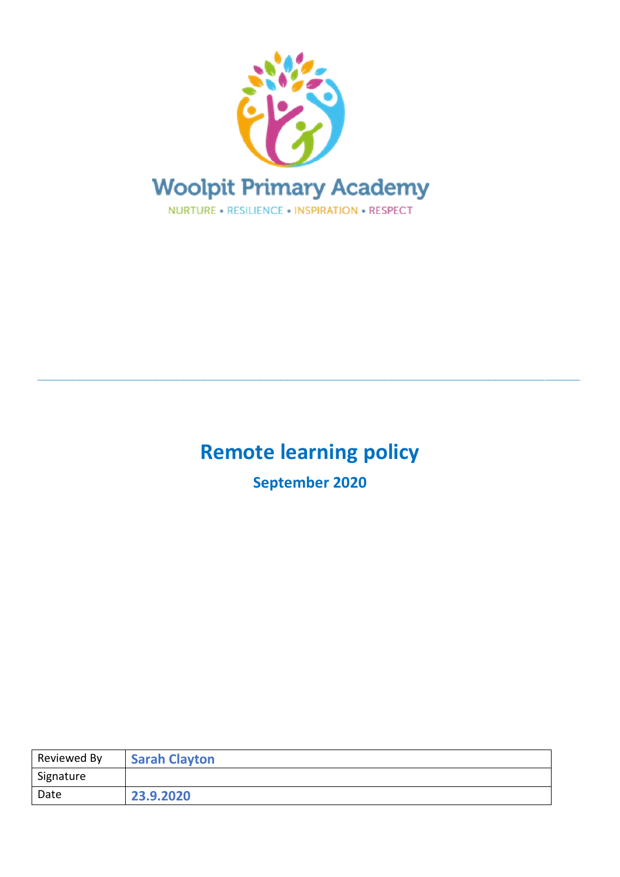Woolpit Primary Academy

NURTURE • RESILIENCE • INSPIRATION • RESPECT

---

# Remote learning policy

## September 2020

| Reviewed By | **Sarah Clayton** |
| --- | --- |
| Signature | |
| Date | **23.9.2020** |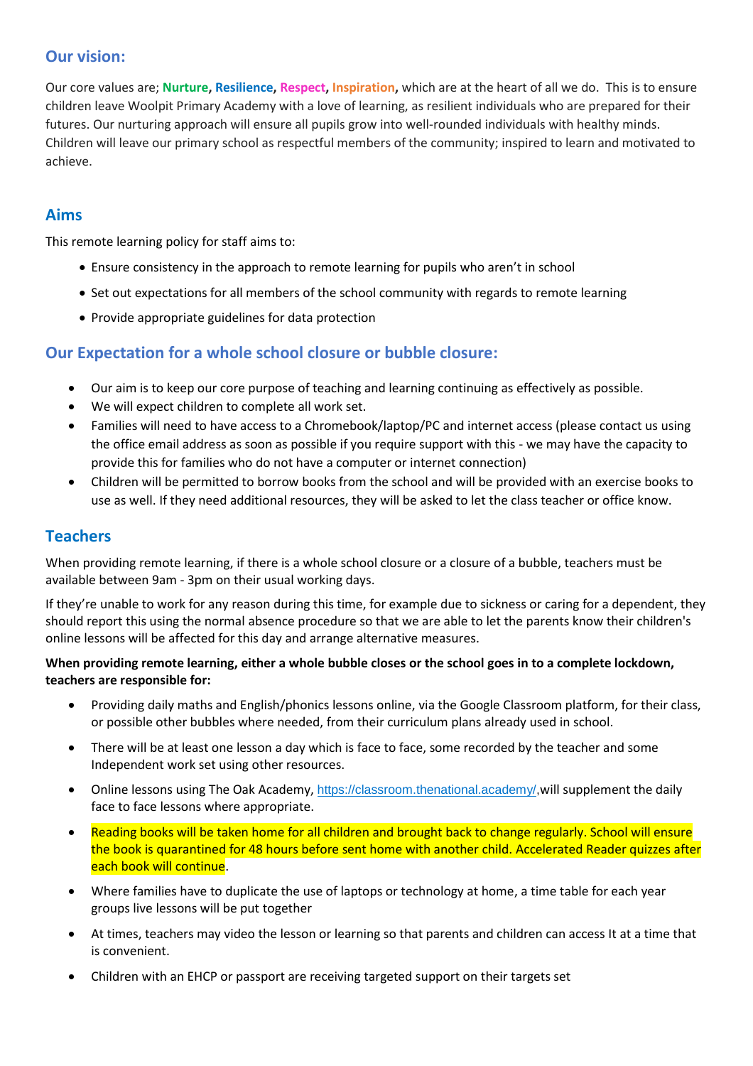## Our vision:

Our core values are; **Nurture**, **Resilience**, **Respect**, **Inspiration**, which are at the heart of all we do. This is to ensure children leave Woolpit Primary Academy with a love of learning, as resilient individuals who are prepared for their futures. Our nurturing approach will ensure all pupils grow into well-rounded individuals with healthy minds. Children will leave our primary school as respectful members of the community; inspired to learn and motivated to achieve.

## Aims

This remote learning policy for staff aims to:

- Ensure consistency in the approach to remote learning for pupils who aren't in school
- Set out expectations for all members of the school community with regards to remote learning
- Provide appropriate guidelines for data protection

## Our Expectation for a whole school closure or bubble closure:

- Our aim is to keep our core purpose of teaching and learning continuing as effectively as possible.
- We will expect children to complete all work set.
- Families will need to have access to a Chromebook/laptop/PC and internet access (please contact us using the office email address as soon as possible if you require support with this - we may have the capacity to provide this for families who do not have a computer or internet connection)
- Children will be permitted to borrow books from the school and will be provided with an exercise books to use as well. If they need additional resources, they will be asked to let the class teacher or office know.

## Teachers

When providing remote learning, if there is a whole school closure or a closure of a bubble, teachers must be available between 9am - 3pm on their usual working days.

If they're unable to work for any reason during this time, for example due to sickness or caring for a dependent, they should report this using the normal absence procedure so that we are able to let the parents know their children's online lessons will be affected for this day and arrange alternative measures.

**When providing remote learning, either a whole bubble closes or the school goes in to a complete lockdown, teachers are responsible for:**

- Providing daily maths and English/phonics lessons online, via the Google Classroom platform, for their class, or possible other bubbles where needed, from their curriculum plans already used in school.
- There will be at least one lesson a day which is face to face, some recorded by the teacher and some Independent work set using other resources.
- Online lessons using The Oak Academy, https://classroom.thenational.academy/,will supplement the daily face to face lessons where appropriate.
- Reading books will be taken home for all children and brought back to change regularly. School will ensure the book is quarantined for 48 hours before sent home with another child. Accelerated Reader quizzes after each book will continue.
- Where families have to duplicate the use of laptops or technology at home, a time table for each year groups live lessons will be put together
- At times, teachers may video the lesson or learning so that parents and children can access It at a time that is convenient.
- Children with an EHCP or passport are receiving targeted support on their targets set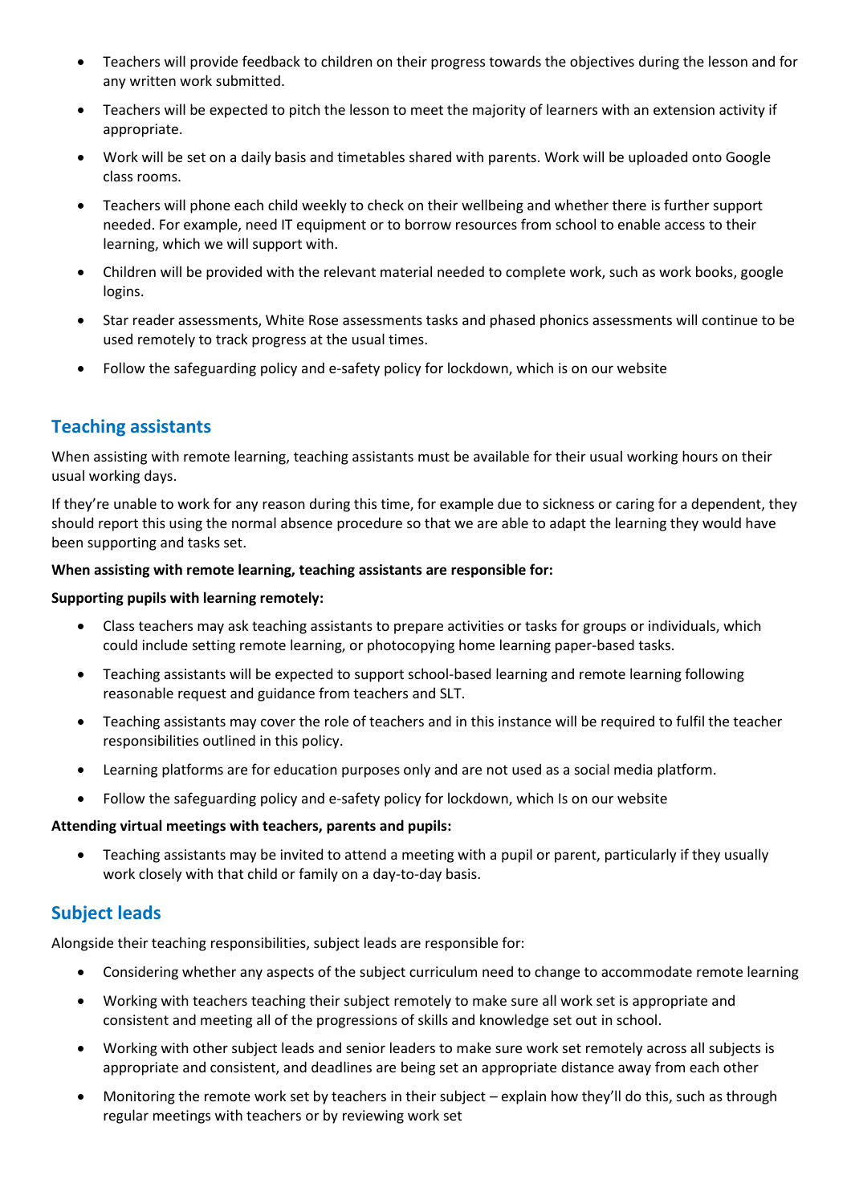- Teachers will provide feedback to children on their progress towards the objectives during the lesson and for any written work submitted.
- Teachers will be expected to pitch the lesson to meet the majority of learners with an extension activity if appropriate.
- Work will be set on a daily basis and timetables shared with parents. Work will be uploaded onto Google class rooms.
- Teachers will phone each child weekly to check on their wellbeing and whether there is further support needed. For example, need IT equipment or to borrow resources from school to enable access to their learning, which we will support with.
- Children will be provided with the relevant material needed to complete work, such as work books, google logins.
- Star reader assessments, White Rose assessments tasks and phased phonics assessments will continue to be used remotely to track progress at the usual times.
- Follow the safeguarding policy and e-safety policy for lockdown, which is on our website

## Teaching assistants

When assisting with remote learning, teaching assistants must be available for their usual working hours on their usual working days.

If they're unable to work for any reason during this time, for example due to sickness or caring for a dependent, they should report this using the normal absence procedure so that we are able to adapt the learning they would have been supporting and tasks set.

**When assisting with remote learning, teaching assistants are responsible for:**

**Supporting pupils with learning remotely:**

- Class teachers may ask teaching assistants to prepare activities or tasks for groups or individuals, which could include setting remote learning, or photocopying home learning paper-based tasks.
- Teaching assistants will be expected to support school-based learning and remote learning following reasonable request and guidance from teachers and SLT.
- Teaching assistants may cover the role of teachers and in this instance will be required to fulfil the teacher responsibilities outlined in this policy.
- Learning platforms are for education purposes only and are not used as a social media platform.
- Follow the safeguarding policy and e-safety policy for lockdown, which Is on our website

**Attending virtual meetings with teachers, parents and pupils:**

- Teaching assistants may be invited to attend a meeting with a pupil or parent, particularly if they usually work closely with that child or family on a day-to-day basis.

## Subject leads

Alongside their teaching responsibilities, subject leads are responsible for:

- Considering whether any aspects of the subject curriculum need to change to accommodate remote learning
- Working with teachers teaching their subject remotely to make sure all work set is appropriate and consistent and meeting all of the progressions of skills and knowledge set out in school.
- Working with other subject leads and senior leaders to make sure work set remotely across all subjects is appropriate and consistent, and deadlines are being set an appropriate distance away from each other
- Monitoring the remote work set by teachers in their subject – explain how they'll do this, such as through regular meetings with teachers or by reviewing work set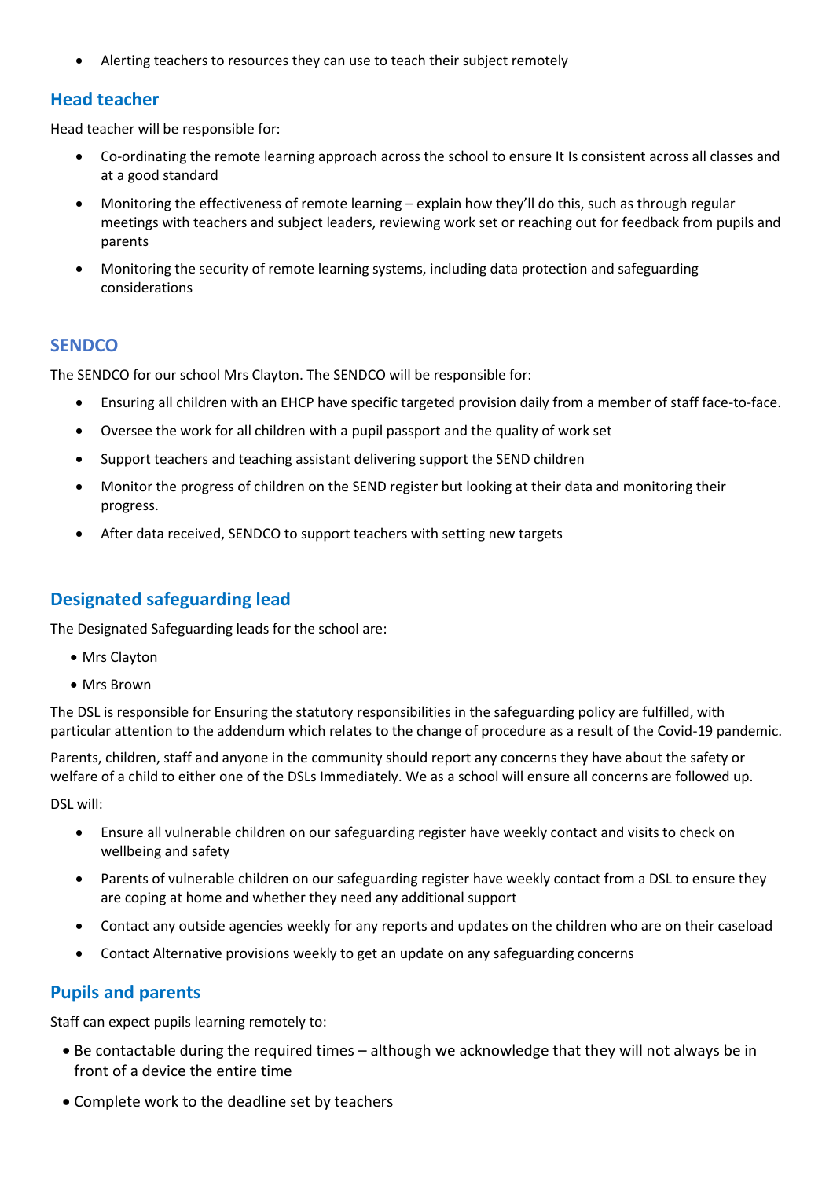- Alerting teachers to resources they can use to teach their subject remotely

## Head teacher

Head teacher will be responsible for:

- Co-ordinating the remote learning approach across the school to ensure It Is consistent across all classes and at a good standard
- Monitoring the effectiveness of remote learning – explain how they'll do this, such as through regular meetings with teachers and subject leaders, reviewing work set or reaching out for feedback from pupils and parents
- Monitoring the security of remote learning systems, including data protection and safeguarding considerations

## SENDCO

The SENDCO for our school Mrs Clayton. The SENDCO will be responsible for:

- Ensuring all children with an EHCP have specific targeted provision daily from a member of staff face-to-face.
- Oversee the work for all children with a pupil passport and the quality of work set
- Support teachers and teaching assistant delivering support the SEND children
- Monitor the progress of children on the SEND register but looking at their data and monitoring their progress.
- After data received, SENDCO to support teachers with setting new targets

## Designated safeguarding lead

The Designated Safeguarding leads for the school are:

- Mrs Clayton
- Mrs Brown

The DSL is responsible for Ensuring the statutory responsibilities in the safeguarding policy are fulfilled, with particular attention to the addendum which relates to the change of procedure as a result of the Covid-19 pandemic.

Parents, children, staff and anyone in the community should report any concerns they have about the safety or welfare of a child to either one of the DSLs Immediately. We as a school will ensure all concerns are followed up.

DSL will:

- Ensure all vulnerable children on our safeguarding register have weekly contact and visits to check on wellbeing and safety
- Parents of vulnerable children on our safeguarding register have weekly contact from a DSL to ensure they are coping at home and whether they need any additional support
- Contact any outside agencies weekly for any reports and updates on the children who are on their caseload
- Contact Alternative provisions weekly to get an update on any safeguarding concerns

## Pupils and parents

Staff can expect pupils learning remotely to:

- Be contactable during the required times – although we acknowledge that they will not always be in front of a device the entire time
- Complete work to the deadline set by teachers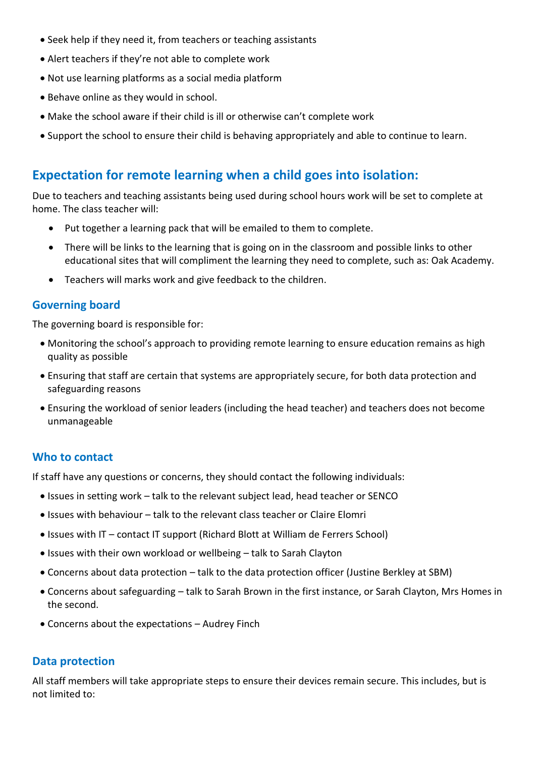- Seek help if they need it, from teachers or teaching assistants
- Alert teachers if they're not able to complete work
- Not use learning platforms as a social media platform
- Behave online as they would in school.
- Make the school aware if their child is ill or otherwise can't complete work
- Support the school to ensure their child is behaving appropriately and able to continue to learn.

## Expectation for remote learning when a child goes into isolation:

Due to teachers and teaching assistants being used during school hours work will be set to complete at home. The class teacher will:

- Put together a learning pack that will be emailed to them to complete.
- There will be links to the learning that is going on in the classroom and possible links to other educational sites that will compliment the learning they need to complete, such as: Oak Academy.
- Teachers will marks work and give feedback to the children.

### Governing board

The governing board is responsible for:

- Monitoring the school's approach to providing remote learning to ensure education remains as high quality as possible
- Ensuring that staff are certain that systems are appropriately secure, for both data protection and safeguarding reasons
- Ensuring the workload of senior leaders (including the head teacher) and teachers does not become unmanageable

### Who to contact

If staff have any questions or concerns, they should contact the following individuals:

- Issues in setting work – talk to the relevant subject lead, head teacher or SENCO
- Issues with behaviour – talk to the relevant class teacher or Claire Elomri
- Issues with IT – contact IT support (Richard Blott at William de Ferrers School)
- Issues with their own workload or wellbeing – talk to Sarah Clayton
- Concerns about data protection – talk to the data protection officer (Justine Berkley at SBM)
- Concerns about safeguarding – talk to Sarah Brown in the first instance, or Sarah Clayton, Mrs Homes in the second.
- Concerns about the expectations – Audrey Finch

### Data protection

All staff members will take appropriate steps to ensure their devices remain secure. This includes, but is not limited to: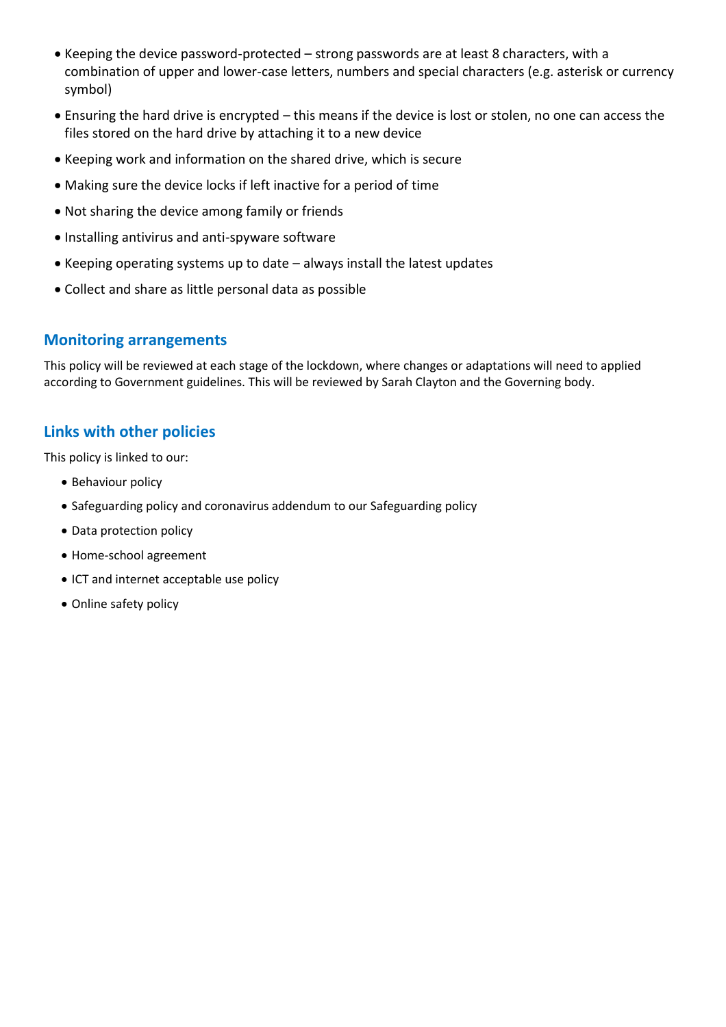- Keeping the device password-protected – strong passwords are at least 8 characters, with a combination of upper and lower-case letters, numbers and special characters (e.g. asterisk or currency symbol)
- Ensuring the hard drive is encrypted – this means if the device is lost or stolen, no one can access the files stored on the hard drive by attaching it to a new device
- Keeping work and information on the shared drive, which is secure
- Making sure the device locks if left inactive for a period of time
- Not sharing the device among family or friends
- Installing antivirus and anti-spyware software
- Keeping operating systems up to date – always install the latest updates
- Collect and share as little personal data as possible

## Monitoring arrangements

This policy will be reviewed at each stage of the lockdown, where changes or adaptations will need to applied according to Government guidelines. This will be reviewed by Sarah Clayton and the Governing body.

## Links with other policies

This policy is linked to our:

- Behaviour policy
- Safeguarding policy and coronavirus addendum to our Safeguarding policy
- Data protection policy
- Home-school agreement
- ICT and internet acceptable use policy
- Online safety policy